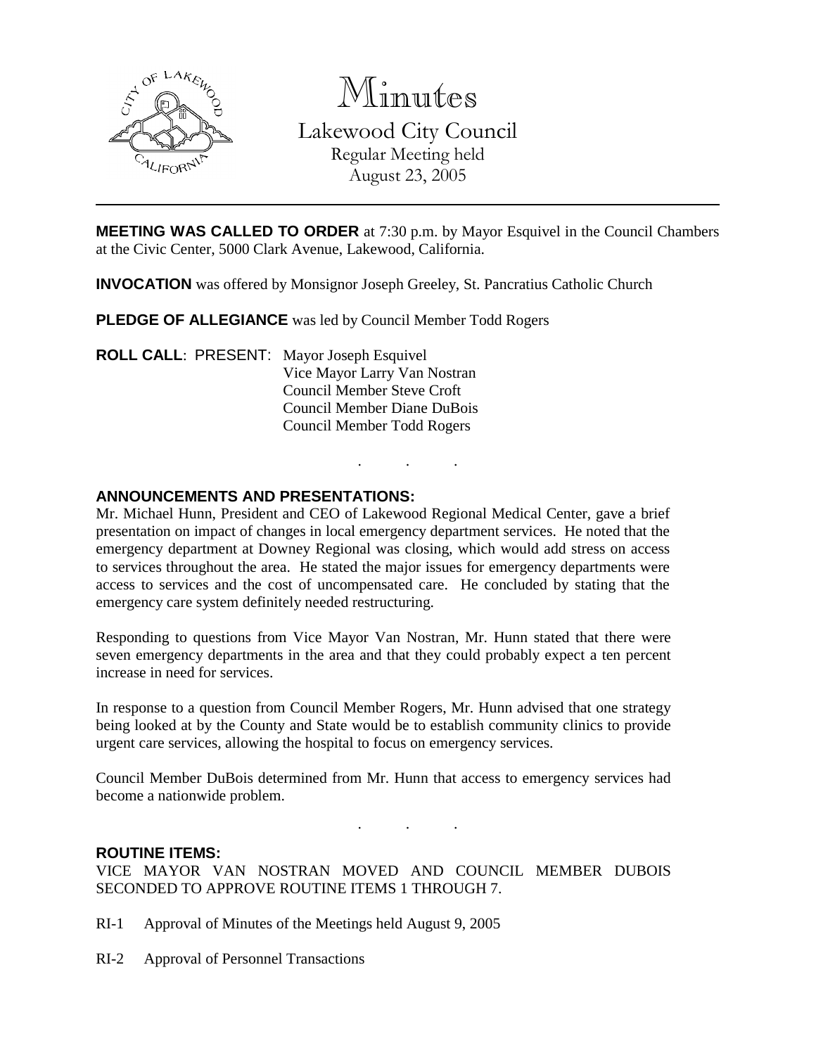# Minutes

## Lakewood City Council

Regular Meeting held
August 23, 2005

**MEETING WAS CALLED TO ORDER** at 7:30 p.m. by Mayor Esquivel in the Council Chambers at the Civic Center, 5000 Clark Avenue, Lakewood, California.

**INVOCATION** was offered by Monsignor Joseph Greeley, St. Pancratius Catholic Church

**PLEDGE OF ALLEGIANCE** was led by Council Member Todd Rogers

**ROLL CALL**: PRESENT: Mayor Joseph Esquivel
Vice Mayor Larry Van Nostran
Council Member Steve Croft
Council Member Diane DuBois
Council Member Todd Rogers

. . .

**ANNOUNCEMENTS AND PRESENTATIONS:**

Mr. Michael Hunn, President and CEO of Lakewood Regional Medical Center, gave a brief presentation on impact of changes in local emergency department services. He noted that the emergency department at Downey Regional was closing, which would add stress on access to services throughout the area. He stated the major issues for emergency departments were access to services and the cost of uncompensated care. He concluded by stating that the emergency care system definitely needed restructuring.

Responding to questions from Vice Mayor Van Nostran, Mr. Hunn stated that there were seven emergency departments in the area and that they could probably expect a ten percent increase in need for services.

In response to a question from Council Member Rogers, Mr. Hunn advised that one strategy being looked at by the County and State would be to establish community clinics to provide urgent care services, allowing the hospital to focus on emergency services.

Council Member DuBois determined from Mr. Hunn that access to emergency services had become a nationwide problem.

. . .

**ROUTINE ITEMS:**

VICE MAYOR VAN NOSTRAN MOVED AND COUNCIL MEMBER DUBOIS SECONDED TO APPROVE ROUTINE ITEMS 1 THROUGH 7.

RI-1 Approval of Minutes of the Meetings held August 9, 2005

RI-2 Approval of Personnel Transactions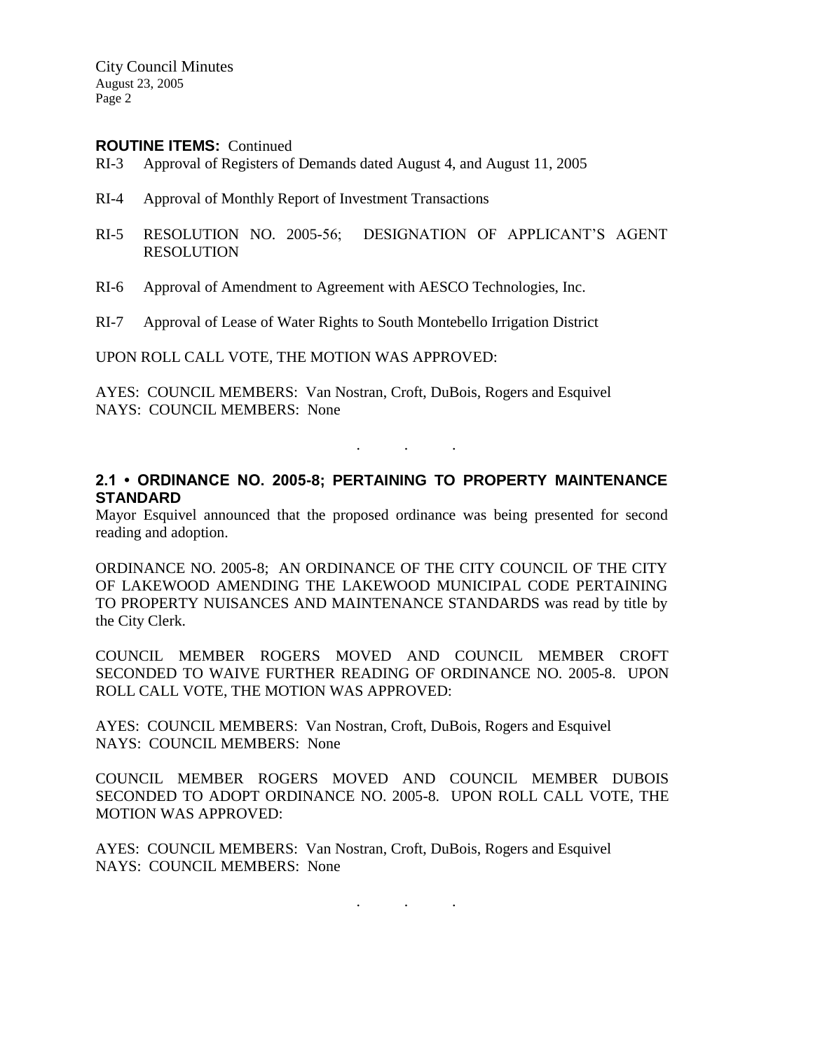**ROUTINE ITEMS:** Continued

RI-3 Approval of Registers of Demands dated August 4, and August 11, 2005

RI-4 Approval of Monthly Report of Investment Transactions

RI-5 RESOLUTION NO. 2005-56; DESIGNATION OF APPLICANT'S AGENT RESOLUTION

RI-6 Approval of Amendment to Agreement with AESCO Technologies, Inc.

RI-7 Approval of Lease of Water Rights to South Montebello Irrigation District

UPON ROLL CALL VOTE, THE MOTION WAS APPROVED:

AYES: COUNCIL MEMBERS: Van Nostran, Croft, DuBois, Rogers and Esquivel
NAYS: COUNCIL MEMBERS: None

. . .

## 2.1 • ORDINANCE NO. 2005-8; PERTAINING TO PROPERTY MAINTENANCE STANDARD

Mayor Esquivel announced that the proposed ordinance was being presented for second reading and adoption.

ORDINANCE NO. 2005-8; AN ORDINANCE OF THE CITY COUNCIL OF THE CITY OF LAKEWOOD AMENDING THE LAKEWOOD MUNICIPAL CODE PERTAINING TO PROPERTY NUISANCES AND MAINTENANCE STANDARDS was read by title by the City Clerk.

COUNCIL MEMBER ROGERS MOVED AND COUNCIL MEMBER CROFT SECONDED TO WAIVE FURTHER READING OF ORDINANCE NO. 2005-8. UPON ROLL CALL VOTE, THE MOTION WAS APPROVED:

AYES: COUNCIL MEMBERS: Van Nostran, Croft, DuBois, Rogers and Esquivel
NAYS: COUNCIL MEMBERS: None

COUNCIL MEMBER ROGERS MOVED AND COUNCIL MEMBER DUBOIS SECONDED TO ADOPT ORDINANCE NO. 2005-8. UPON ROLL CALL VOTE, THE MOTION WAS APPROVED:

AYES: COUNCIL MEMBERS: Van Nostran, Croft, DuBois, Rogers and Esquivel
NAYS: COUNCIL MEMBERS: None

. . .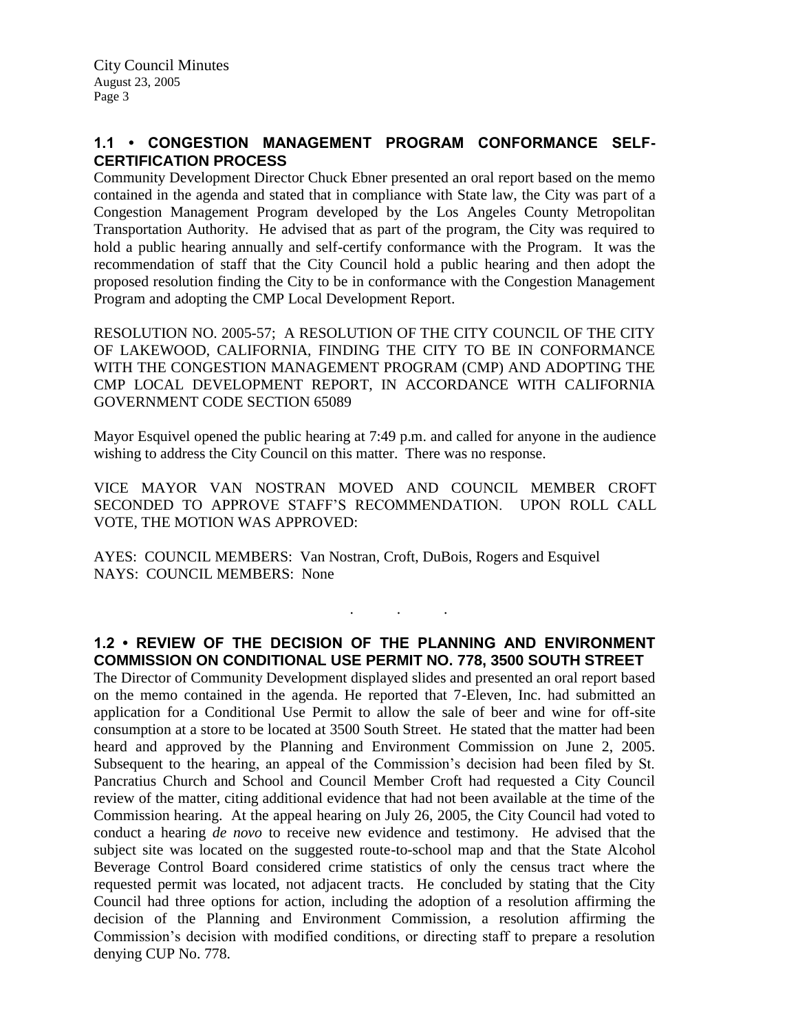## 1.1 • CONGESTION MANAGEMENT PROGRAM CONFORMANCE SELF-CERTIFICATION PROCESS

Community Development Director Chuck Ebner presented an oral report based on the memo contained in the agenda and stated that in compliance with State law, the City was part of a Congestion Management Program developed by the Los Angeles County Metropolitan Transportation Authority. He advised that as part of the program, the City was required to hold a public hearing annually and self-certify conformance with the Program. It was the recommendation of staff that the City Council hold a public hearing and then adopt the proposed resolution finding the City to be in conformance with the Congestion Management Program and adopting the CMP Local Development Report.

RESOLUTION NO. 2005-57; A RESOLUTION OF THE CITY COUNCIL OF THE CITY OF LAKEWOOD, CALIFORNIA, FINDING THE CITY TO BE IN CONFORMANCE WITH THE CONGESTION MANAGEMENT PROGRAM (CMP) AND ADOPTING THE CMP LOCAL DEVELOPMENT REPORT, IN ACCORDANCE WITH CALIFORNIA GOVERNMENT CODE SECTION 65089

Mayor Esquivel opened the public hearing at 7:49 p.m. and called for anyone in the audience wishing to address the City Council on this matter. There was no response.

VICE MAYOR VAN NOSTRAN MOVED AND COUNCIL MEMBER CROFT SECONDED TO APPROVE STAFF'S RECOMMENDATION. UPON ROLL CALL VOTE, THE MOTION WAS APPROVED:

AYES: COUNCIL MEMBERS: Van Nostran, Croft, DuBois, Rogers and Esquivel
NAYS: COUNCIL MEMBERS: None

. . .

## 1.2 • REVIEW OF THE DECISION OF THE PLANNING AND ENVIRONMENT COMMISSION ON CONDITIONAL USE PERMIT NO. 778, 3500 SOUTH STREET

The Director of Community Development displayed slides and presented an oral report based on the memo contained in the agenda. He reported that 7-Eleven, Inc. had submitted an application for a Conditional Use Permit to allow the sale of beer and wine for off-site consumption at a store to be located at 3500 South Street. He stated that the matter had been heard and approved by the Planning and Environment Commission on June 2, 2005. Subsequent to the hearing, an appeal of the Commission's decision had been filed by St. Pancratius Church and School and Council Member Croft had requested a City Council review of the matter, citing additional evidence that had not been available at the time of the Commission hearing. At the appeal hearing on July 26, 2005, the City Council had voted to conduct a hearing *de novo* to receive new evidence and testimony. He advised that the subject site was located on the suggested route-to-school map and that the State Alcohol Beverage Control Board considered crime statistics of only the census tract where the requested permit was located, not adjacent tracts. He concluded by stating that the City Council had three options for action, including the adoption of a resolution affirming the decision of the Planning and Environment Commission, a resolution affirming the Commission's decision with modified conditions, or directing staff to prepare a resolution denying CUP No. 778.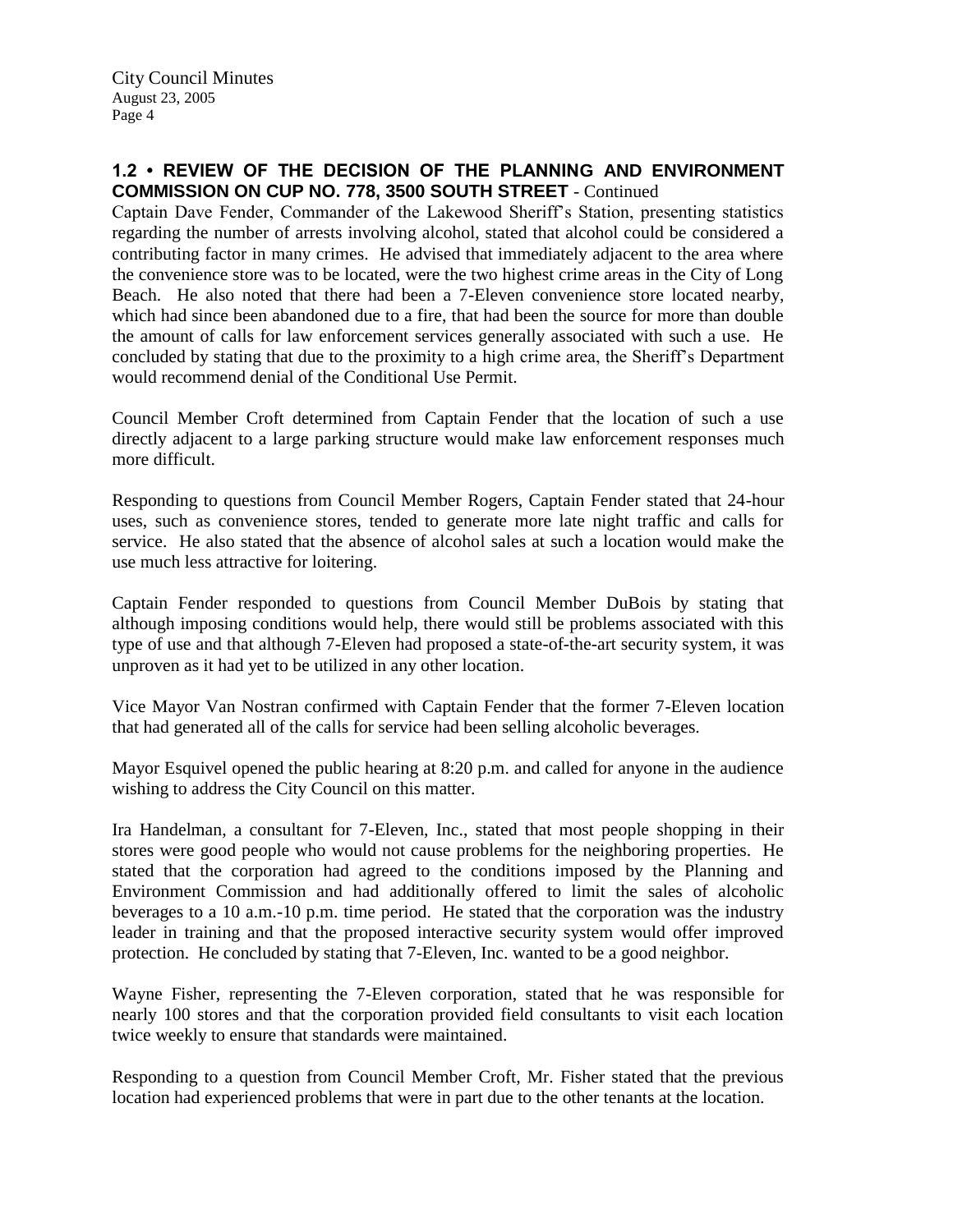## 1.2 • REVIEW OF THE DECISION OF THE PLANNING AND ENVIRONMENT COMMISSION ON CUP NO. 778, 3500 SOUTH STREET - Continued

Captain Dave Fender, Commander of the Lakewood Sheriff's Station, presenting statistics regarding the number of arrests involving alcohol, stated that alcohol could be considered a contributing factor in many crimes. He advised that immediately adjacent to the area where the convenience store was to be located, were the two highest crime areas in the City of Long Beach. He also noted that there had been a 7-Eleven convenience store located nearby, which had since been abandoned due to a fire, that had been the source for more than double the amount of calls for law enforcement services generally associated with such a use. He concluded by stating that due to the proximity to a high crime area, the Sheriff's Department would recommend denial of the Conditional Use Permit.

Council Member Croft determined from Captain Fender that the location of such a use directly adjacent to a large parking structure would make law enforcement responses much more difficult.

Responding to questions from Council Member Rogers, Captain Fender stated that 24-hour uses, such as convenience stores, tended to generate more late night traffic and calls for service. He also stated that the absence of alcohol sales at such a location would make the use much less attractive for loitering.

Captain Fender responded to questions from Council Member DuBois by stating that although imposing conditions would help, there would still be problems associated with this type of use and that although 7-Eleven had proposed a state-of-the-art security system, it was unproven as it had yet to be utilized in any other location.

Vice Mayor Van Nostran confirmed with Captain Fender that the former 7-Eleven location that had generated all of the calls for service had been selling alcoholic beverages.

Mayor Esquivel opened the public hearing at 8:20 p.m. and called for anyone in the audience wishing to address the City Council on this matter.

Ira Handelman, a consultant for 7-Eleven, Inc., stated that most people shopping in their stores were good people who would not cause problems for the neighboring properties. He stated that the corporation had agreed to the conditions imposed by the Planning and Environment Commission and had additionally offered to limit the sales of alcoholic beverages to a 10 a.m.-10 p.m. time period. He stated that the corporation was the industry leader in training and that the proposed interactive security system would offer improved protection. He concluded by stating that 7-Eleven, Inc. wanted to be a good neighbor.

Wayne Fisher, representing the 7-Eleven corporation, stated that he was responsible for nearly 100 stores and that the corporation provided field consultants to visit each location twice weekly to ensure that standards were maintained.

Responding to a question from Council Member Croft, Mr. Fisher stated that the previous location had experienced problems that were in part due to the other tenants at the location.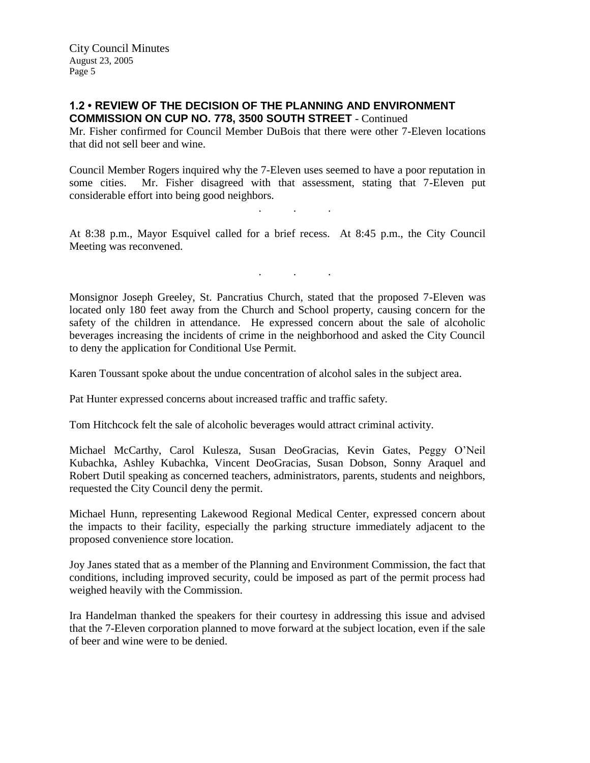**1.2 • REVIEW OF THE DECISION OF THE PLANNING AND ENVIRONMENT COMMISSION ON CUP NO. 778, 3500 SOUTH STREET** - Continued

Mr. Fisher confirmed for Council Member DuBois that there were other 7-Eleven locations that did not sell beer and wine.

Council Member Rogers inquired why the 7-Eleven uses seemed to have a poor reputation in some cities. Mr. Fisher disagreed with that assessment, stating that 7-Eleven put considerable effort into being good neighbors.

. . .

At 8:38 p.m., Mayor Esquivel called for a brief recess. At 8:45 p.m., the City Council Meeting was reconvened.

. . .

Monsignor Joseph Greeley, St. Pancratius Church, stated that the proposed 7-Eleven was located only 180 feet away from the Church and School property, causing concern for the safety of the children in attendance. He expressed concern about the sale of alcoholic beverages increasing the incidents of crime in the neighborhood and asked the City Council to deny the application for Conditional Use Permit.

Karen Toussant spoke about the undue concentration of alcohol sales in the subject area.

Pat Hunter expressed concerns about increased traffic and traffic safety.

Tom Hitchcock felt the sale of alcoholic beverages would attract criminal activity.

Michael McCarthy, Carol Kulesza, Susan DeoGracias, Kevin Gates, Peggy O'Neil Kubachka, Ashley Kubachka, Vincent DeoGracias, Susan Dobson, Sonny Araquel and Robert Dutil speaking as concerned teachers, administrators, parents, students and neighbors, requested the City Council deny the permit.

Michael Hunn, representing Lakewood Regional Medical Center, expressed concern about the impacts to their facility, especially the parking structure immediately adjacent to the proposed convenience store location.

Joy Janes stated that as a member of the Planning and Environment Commission, the fact that conditions, including improved security, could be imposed as part of the permit process had weighed heavily with the Commission.

Ira Handelman thanked the speakers for their courtesy in addressing this issue and advised that the 7-Eleven corporation planned to move forward at the subject location, even if the sale of beer and wine were to be denied.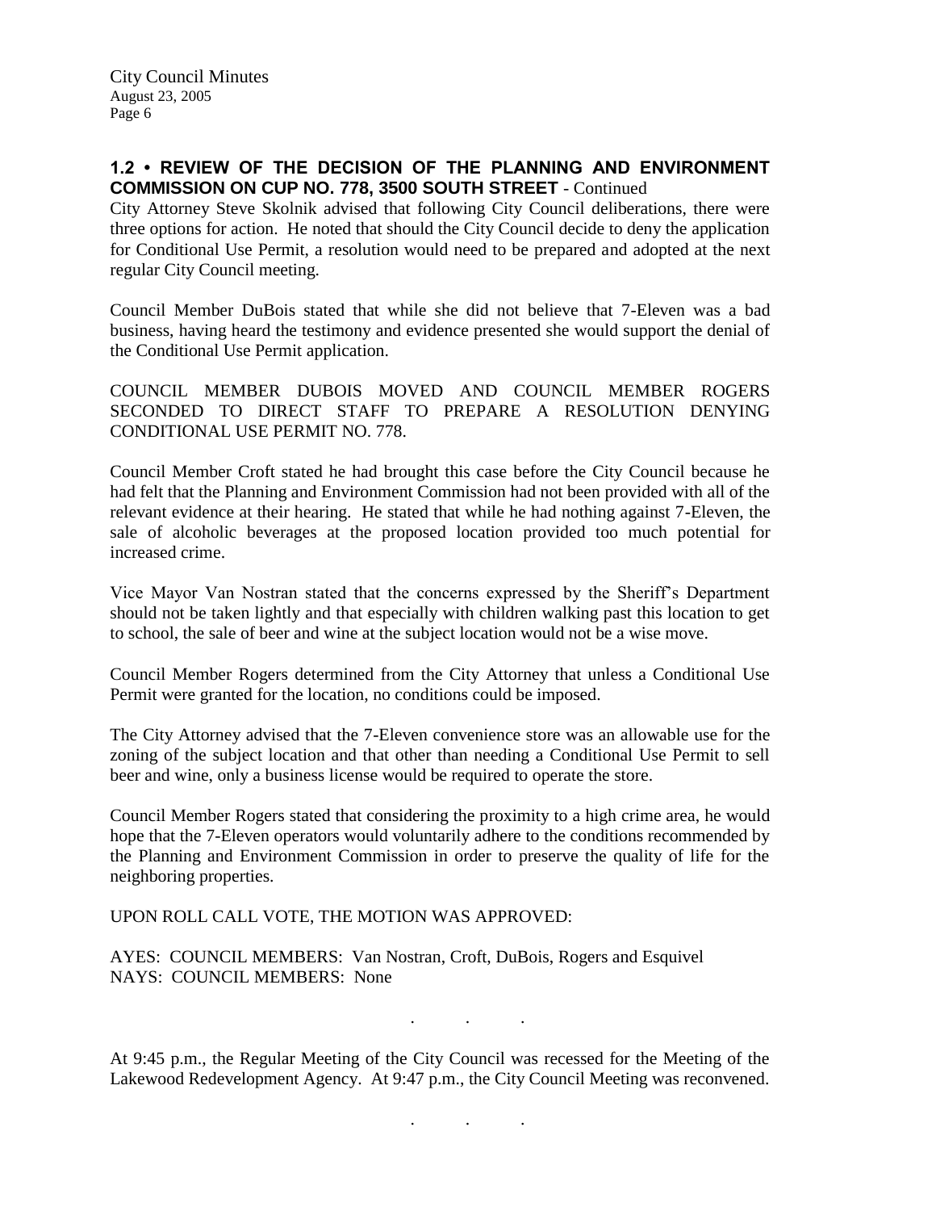**1.2 • REVIEW OF THE DECISION OF THE PLANNING AND ENVIRONMENT COMMISSION ON CUP NO. 778, 3500 SOUTH STREET** - Continued

City Attorney Steve Skolnik advised that following City Council deliberations, there were three options for action. He noted that should the City Council decide to deny the application for Conditional Use Permit, a resolution would need to be prepared and adopted at the next regular City Council meeting.

Council Member DuBois stated that while she did not believe that 7-Eleven was a bad business, having heard the testimony and evidence presented she would support the denial of the Conditional Use Permit application.

COUNCIL MEMBER DUBOIS MOVED AND COUNCIL MEMBER ROGERS SECONDED TO DIRECT STAFF TO PREPARE A RESOLUTION DENYING CONDITIONAL USE PERMIT NO. 778.

Council Member Croft stated he had brought this case before the City Council because he had felt that the Planning and Environment Commission had not been provided with all of the relevant evidence at their hearing. He stated that while he had nothing against 7-Eleven, the sale of alcoholic beverages at the proposed location provided too much potential for increased crime.

Vice Mayor Van Nostran stated that the concerns expressed by the Sheriff's Department should not be taken lightly and that especially with children walking past this location to get to school, the sale of beer and wine at the subject location would not be a wise move.

Council Member Rogers determined from the City Attorney that unless a Conditional Use Permit were granted for the location, no conditions could be imposed.

The City Attorney advised that the 7-Eleven convenience store was an allowable use for the zoning of the subject location and that other than needing a Conditional Use Permit to sell beer and wine, only a business license would be required to operate the store.

Council Member Rogers stated that considering the proximity to a high crime area, he would hope that the 7-Eleven operators would voluntarily adhere to the conditions recommended by the Planning and Environment Commission in order to preserve the quality of life for the neighboring properties.

UPON ROLL CALL VOTE, THE MOTION WAS APPROVED:

AYES: COUNCIL MEMBERS: Van Nostran, Croft, DuBois, Rogers and Esquivel
NAYS: COUNCIL MEMBERS: None

. . .

At 9:45 p.m., the Regular Meeting of the City Council was recessed for the Meeting of the Lakewood Redevelopment Agency. At 9:47 p.m., the City Council Meeting was reconvened.

. . .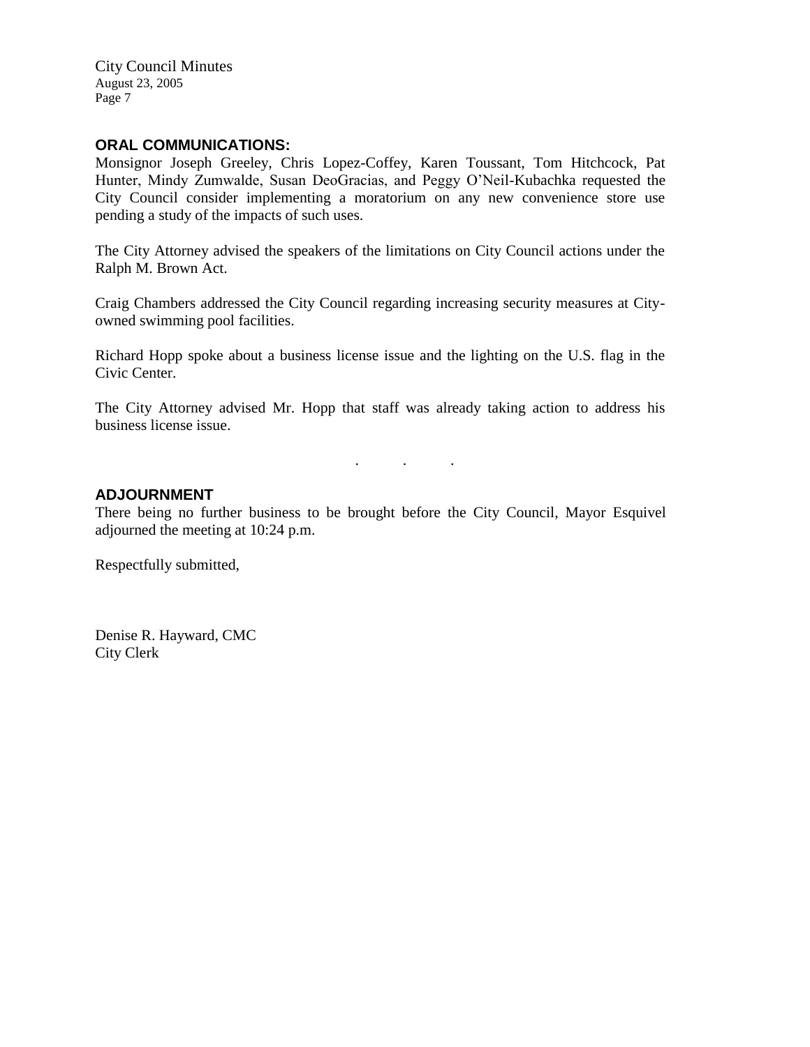## ORAL COMMUNICATIONS:

Monsignor Joseph Greeley, Chris Lopez-Coffey, Karen Toussant, Tom Hitchcock, Pat Hunter, Mindy Zumwalde, Susan DeoGracias, and Peggy O'Neil-Kubachka requested the City Council consider implementing a moratorium on any new convenience store use pending a study of the impacts of such uses.

The City Attorney advised the speakers of the limitations on City Council actions under the Ralph M. Brown Act.

Craig Chambers addressed the City Council regarding increasing security measures at City-owned swimming pool facilities.

Richard Hopp spoke about a business license issue and the lighting on the U.S. flag in the Civic Center.

The City Attorney advised Mr. Hopp that staff was already taking action to address his business license issue.

. . .

## ADJOURNMENT

There being no further business to be brought before the City Council, Mayor Esquivel adjourned the meeting at 10:24 p.m.

Respectfully submitted,

Denise R. Hayward, CMC
City Clerk